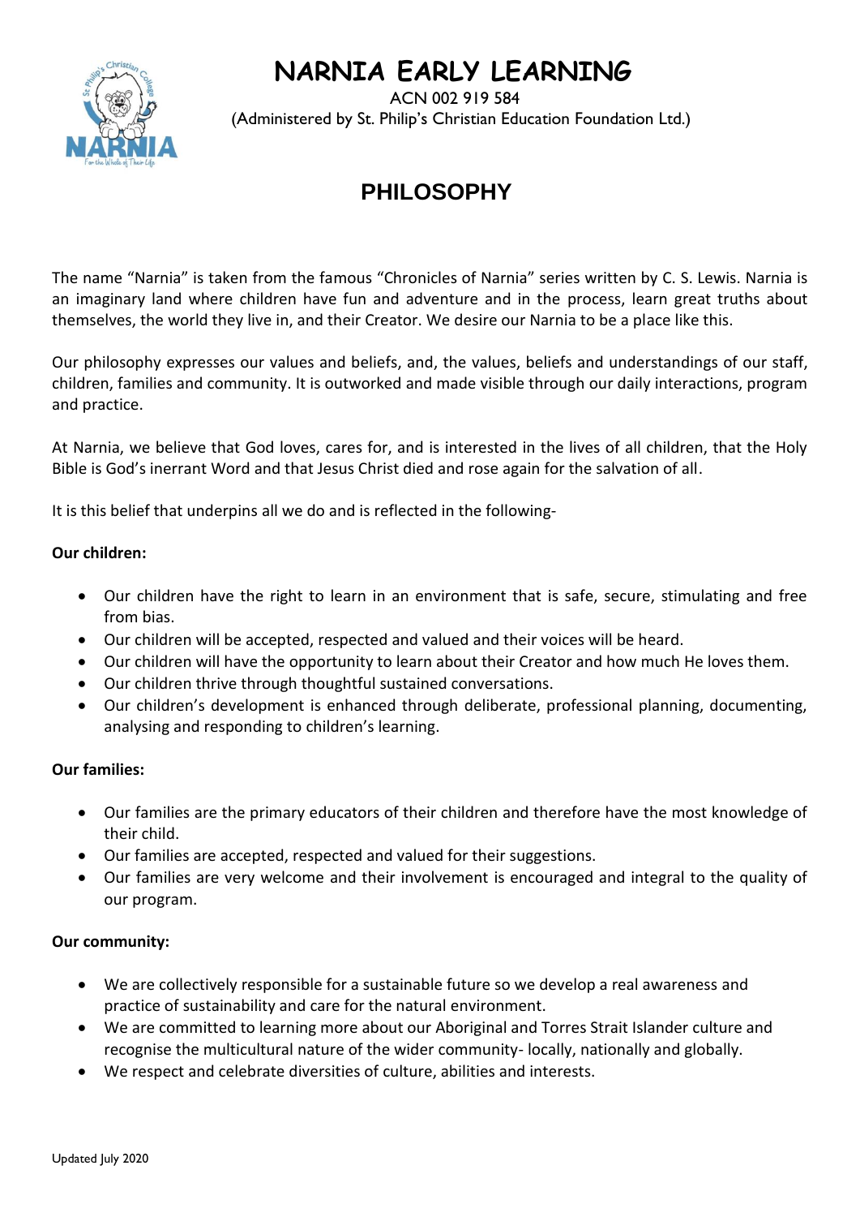# NARNIA EARLY LEARNING

ACN 002 919 584
(Administered by St. Philip's Christian Education Foundation Ltd.)

## PHILOSOPHY

The name "Narnia" is taken from the famous "Chronicles of Narnia" series written by C. S. Lewis. Narnia is an imaginary land where children have fun and adventure and in the process, learn great truths about themselves, the world they live in, and their Creator. We desire our Narnia to be a place like this.

Our philosophy expresses our values and beliefs, and, the values, beliefs and understandings of our staff, children, families and community. It is outworked and made visible through our daily interactions, program and practice.

At Narnia, we believe that God loves, cares for, and is interested in the lives of all children, that the Holy Bible is God's inerrant Word and that Jesus Christ died and rose again for the salvation of all.

It is this belief that underpins all we do and is reflected in the following-

**Our children:**

- Our children have the right to learn in an environment that is safe, secure, stimulating and free from bias.
- Our children will be accepted, respected and valued and their voices will be heard.
- Our children will have the opportunity to learn about their Creator and how much He loves them.
- Our children thrive through thoughtful sustained conversations.
- Our children's development is enhanced through deliberate, professional planning, documenting, analysing and responding to children's learning.

**Our families:**

- Our families are the primary educators of their children and therefore have the most knowledge of their child.
- Our families are accepted, respected and valued for their suggestions.
- Our families are very welcome and their involvement is encouraged and integral to the quality of our program.

**Our community:**

- We are collectively responsible for a sustainable future so we develop a real awareness and practice of sustainability and care for the natural environment.
- We are committed to learning more about our Aboriginal and Torres Strait Islander culture and recognise the multicultural nature of the wider community- locally, nationally and globally.
- We respect and celebrate diversities of culture, abilities and interests.

Updated July 2020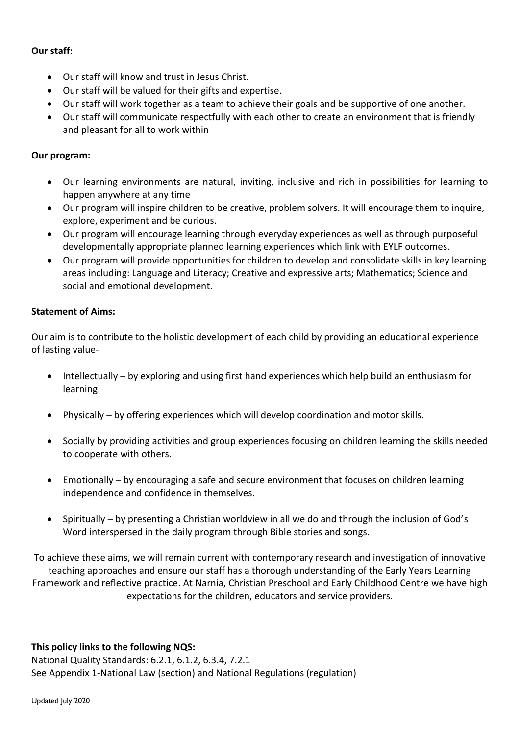**Our staff:**

- Our staff will know and trust in Jesus Christ.
- Our staff will be valued for their gifts and expertise.
- Our staff will work together as a team to achieve their goals and be supportive of one another.
- Our staff will communicate respectfully with each other to create an environment that is friendly and pleasant for all to work within

**Our program:**

- Our learning environments are natural, inviting, inclusive and rich in possibilities for learning to happen anywhere at any time
- Our program will inspire children to be creative, problem solvers. It will encourage them to inquire, explore, experiment and be curious.
- Our program will encourage learning through everyday experiences as well as through purposeful developmentally appropriate planned learning experiences which link with EYLF outcomes.
- Our program will provide opportunities for children to develop and consolidate skills in key learning areas including: Language and Literacy; Creative and expressive arts; Mathematics; Science and social and emotional development.

**Statement of Aims:**

Our aim is to contribute to the holistic development of each child by providing an educational experience of lasting value-

- Intellectually – by exploring and using first hand experiences which help build an enthusiasm for learning.
- Physically – by offering experiences which will develop coordination and motor skills.
- Socially by providing activities and group experiences focusing on children learning the skills needed to cooperate with others.
- Emotionally – by encouraging a safe and secure environment that focuses on children learning independence and confidence in themselves.
- Spiritually – by presenting a Christian worldview in all we do and through the inclusion of God's Word interspersed in the daily program through Bible stories and songs.

To achieve these aims, we will remain current with contemporary research and investigation of innovative teaching approaches and ensure our staff has a thorough understanding of the Early Years Learning Framework and reflective practice. At Narnia, Christian Preschool and Early Childhood Centre we have high expectations for the children, educators and service providers.

**This policy links to the following NQS:**

National Quality Standards: 6.2.1, 6.1.2, 6.3.4, 7.2.1
See Appendix 1-National Law (section) and National Regulations (regulation)

Updated July 2020